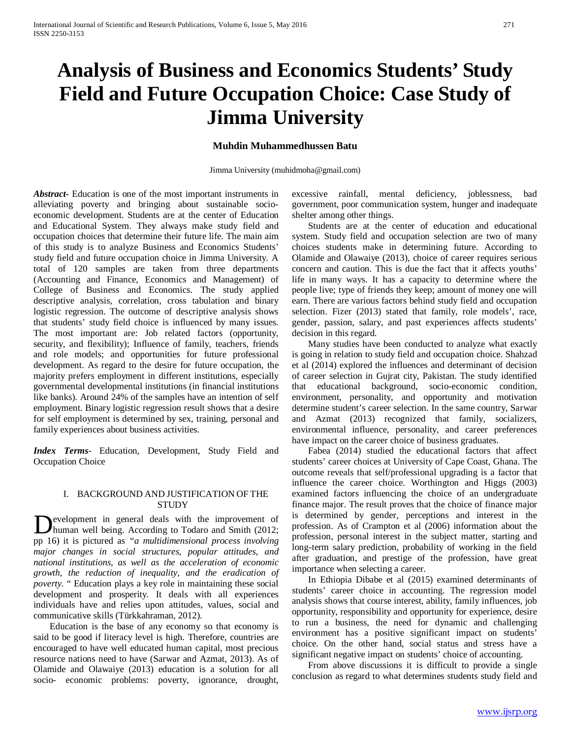# Analysis of Business and Economics Students' Study Field and Future Occupation Choice: Case Study of Jimma University

**Muhdin Muhammedhussen Batu**

Jimma University (muhidmoha@gmail.com)

***Abstract-*** Education is one of the most important instruments in alleviating poverty and bringing about sustainable socio-economic development. Students are at the center of Education and Educational System. They always make study field and occupation choices that determine their future life. The main aim of this study is to analyze Business and Economics Students' study field and future occupation choice in Jimma University. A total of 120 samples are taken from three departments (Accounting and Finance, Economics and Management) of College of Business and Economics. The study applied descriptive analysis, correlation, cross tabulation and binary logistic regression. The outcome of descriptive analysis shows that students' study field choice is influenced by many issues. The most important are: Job related factors (opportunity, security, and flexibility); Influence of family, teachers, friends and role models; and opportunities for future professional development. As regard to the desire for future occupation, the majority prefers employment in different institutions, especially governmental developmental institutions (in financial institutions like banks). Around 24% of the samples have an intention of self employment. Binary logistic regression result shows that a desire for self employment is determined by sex, training, personal and family experiences about business activities.

***Index Terms-*** Education, Development, Study Field and Occupation Choice

## I. BACKGROUND AND JUSTIFICATION OF THE STUDY

Development in general deals with the improvement of human well being. According to Todaro and Smith (2012; pp 16) it is pictured as *"a multidimensional process involving major changes in social structures, popular attitudes, and national institutions, as well as the acceleration of economic growth, the reduction of inequality, and the eradication of poverty.* " Education plays a key role in maintaining these social development and prosperity. It deals with all experiences individuals have and relies upon attitudes, values, social and communicative skills (Türkkahraman, 2012).

Education is the base of any economy so that economy is said to be good if literacy level is high. Therefore, countries are encouraged to have well educated human capital, most precious resource nations need to have (Sarwar and Azmat, 2013). As of Olamide and Olawaiye (2013) education is a solution for all socio- economic problems: poverty, ignorance, drought, excessive rainfall, mental deficiency, joblessness, bad government, poor communication system, hunger and inadequate shelter among other things.

Students are at the center of education and educational system. Study field and occupation selection are two of many choices students make in determining future. According to Olamide and Olawaiye (2013), choice of career requires serious concern and caution. This is due the fact that it affects youths' life in many ways. It has a capacity to determine where the people live; type of friends they keep; amount of money one will earn. There are various factors behind study field and occupation selection. Fizer (2013) stated that family, role models', race, gender, passion, salary, and past experiences affects students' decision in this regard.

Many studies have been conducted to analyze what exactly is going in relation to study field and occupation choice. Shahzad et al (2014) explored the influences and determinant of decision of career selection in Gujrat city, Pakistan. The study identified that educational background, socio-economic condition, environment, personality, and opportunity and motivation determine student's career selection. In the same country, Sarwar and Azmat (2013) recognized that family, socializers, environmental influence, personality, and career preferences have impact on the career choice of business graduates.

Fabea (2014) studied the educational factors that affect students' career choices at University of Cape Coast, Ghana. The outcome reveals that self/professional upgrading is a factor that influence the career choice. Worthington and Higgs (2003) examined factors influencing the choice of an undergraduate finance major. The result proves that the choice of finance major is determined by gender, perceptions and interest in the profession. As of Crampton et al (2006) information about the profession, personal interest in the subject matter, starting and long-term salary prediction, probability of working in the field after graduation, and prestige of the profession, have great importance when selecting a career.

In Ethiopia Dibabe et al (2015) examined determinants of students' career choice in accounting. The regression model analysis shows that course interest, ability, family influences, job opportunity, responsibility and opportunity for experience, desire to run a business, the need for dynamic and challenging environment has a positive significant impact on students' choice. On the other hand, social status and stress have a significant negative impact on students' choice of accounting.

From above discussions it is difficult to provide a single conclusion as regard to what determines students study field and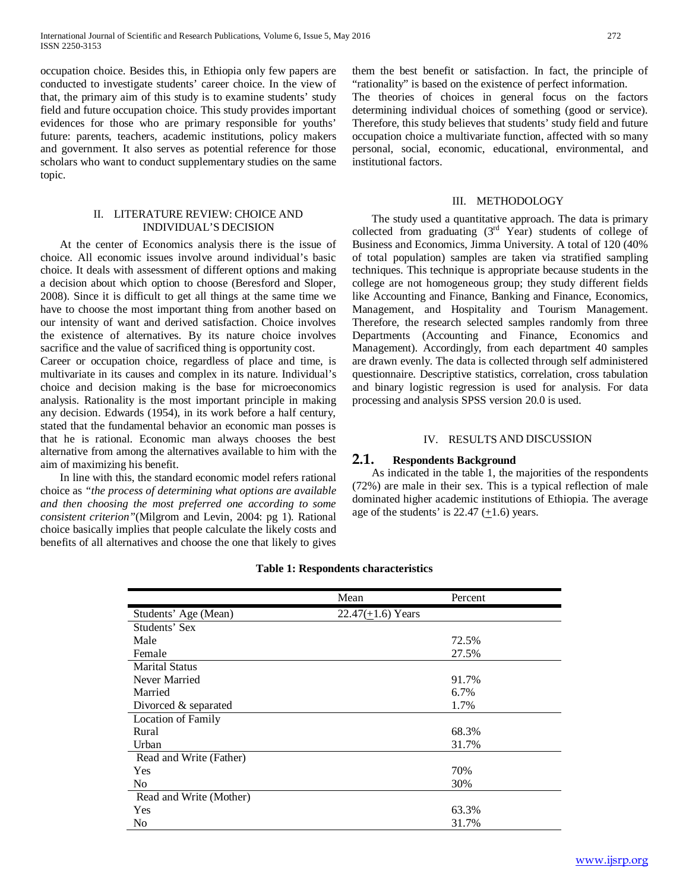occupation choice. Besides this, in Ethiopia only few papers are conducted to investigate students' career choice. In the view of that, the primary aim of this study is to examine students' study field and future occupation choice. This study provides important evidences for those who are primary responsible for youths' future: parents, teachers, academic institutions, policy makers and government. It also serves as potential reference for those scholars who want to conduct supplementary studies on the same topic.

## II. LITERATURE REVIEW: CHOICE AND INDIVIDUAL'S DECISION

At the center of Economics analysis there is the issue of choice. All economic issues involve around individual's basic choice. It deals with assessment of different options and making a decision about which option to choose (Beresford and Sloper, 2008). Since it is difficult to get all things at the same time we have to choose the most important thing from another based on our intensity of want and derived satisfaction. Choice involves the existence of alternatives. By its nature choice involves sacrifice and the value of sacrificed thing is opportunity cost.

Career or occupation choice, regardless of place and time, is multivariate in its causes and complex in its nature. Individual's choice and decision making is the base for microeconomics analysis. Rationality is the most important principle in making any decision. Edwards (1954), in its work before a half century, stated that the fundamental behavior an economic man posses is that he is rational. Economic man always chooses the best alternative from among the alternatives available to him with the aim of maximizing his benefit.

In line with this, the standard economic model refers rational choice as *"the process of determining what options are available and then choosing the most preferred one according to some consistent criterion"*(Milgrom and Levin, 2004: pg 1). Rational choice basically implies that people calculate the likely costs and benefits of all alternatives and choose the one that likely to gives them the best benefit or satisfaction. In fact, the principle of "rationality" is based on the existence of perfect information.

The theories of choices in general focus on the factors determining individual choices of something (good or service). Therefore, this study believes that students' study field and future occupation choice a multivariate function, affected with so many personal, social, economic, educational, environmental, and institutional factors.

## III. METHODOLOGY

The study used a quantitative approach. The data is primary collected from graduating (3rd Year) students of college of Business and Economics, Jimma University. A total of 120 (40% of total population) samples are taken via stratified sampling techniques. This technique is appropriate because students in the college are not homogeneous group; they study different fields like Accounting and Finance, Banking and Finance, Economics, Management, and Hospitality and Tourism Management. Therefore, the research selected samples randomly from three Departments (Accounting and Finance, Economics and Management). Accordingly, from each department 40 samples are drawn evenly. The data is collected through self administered questionnaire. Descriptive statistics, correlation, cross tabulation and binary logistic regression is used for analysis. For data processing and analysis SPSS version 20.0 is used.

## IV. RESULTS AND DISCUSSION

### 2.1. Respondents Background

As indicated in the table 1, the majorities of the respondents (72%) are male in their sex. This is a typical reflection of male dominated higher academic institutions of Ethiopia. The average age of the students' is 22.47 (±1.6) years.

**Table 1: Respondents characteristics**

| | Mean | Percent |
|---|---|---|
| Students' Age (Mean) | 22.47(±1.6) Years | |
| Students' Sex | | |
| Male | | 72.5% |
| Female | | 27.5% |
| Marital Status | | |
| Never Married | | 91.7% |
| Married | | 6.7% |
| Divorced & separated | | 1.7% |
| Location of Family | | |
| Rural | | 68.3% |
| Urban | | 31.7% |
| Read and Write (Father) | | |
| Yes | | 70% |
| No | | 30% |
| Read and Write (Mother) | | |
| Yes | | 63.3% |
| No | | 31.7% |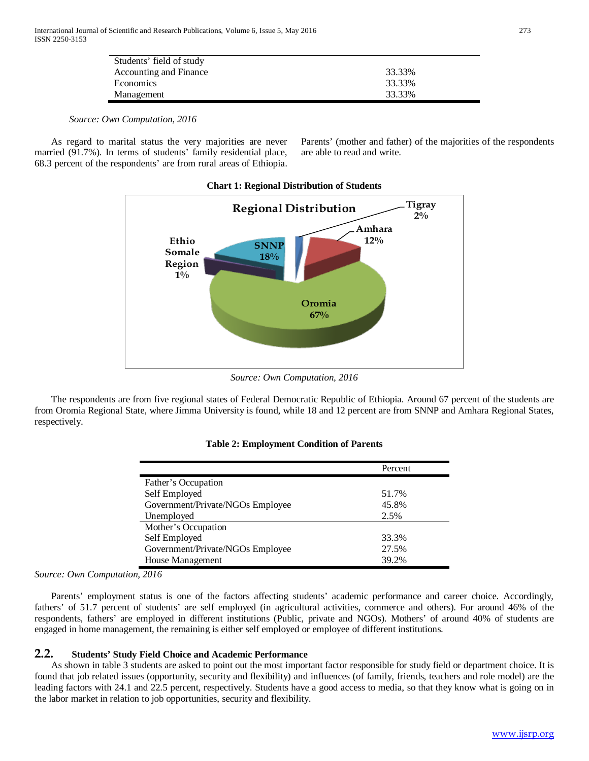| Students' field of study | |
|---|---|
| Accounting and Finance | 33.33% |
| Economics | 33.33% |
| Management | 33.33% |

*Source: Own Computation, 2016*

As regard to marital status the very majorities are never married (91.7%). In terms of students' family residential place, 68.3 percent of the respondents' are from rural areas of Ethiopia. Parents' (mother and father) of the majorities of the respondents are able to read and write.

**Chart 1: Regional Distribution of Students**

*Source: Own Computation, 2016*

The respondents are from five regional states of Federal Democratic Republic of Ethiopia. Around 67 percent of the students are from Oromia Regional State, where Jimma University is found, while 18 and 12 percent are from SNNP and Amhara Regional States, respectively.

**Table 2: Employment Condition of Parents**

| | Percent |
|---|---|
| Father's Occupation | |
| Self Employed | 51.7% |
| Government/Private/NGOs Employee | 45.8% |
| Unemployed | 2.5% |
| Mother's Occupation | |
| Self Employed | 33.3% |
| Government/Private/NGOs Employee | 27.5% |
| House Management | 39.2% |

*Source: Own Computation, 2016*

Parents' employment status is one of the factors affecting students' academic performance and career choice. Accordingly, fathers' of 51.7 percent of students' are self employed (in agricultural activities, commerce and others). For around 46% of the respondents, fathers' are employed in different institutions (Public, private and NGOs). Mothers' of around 40% of students are engaged in home management, the remaining is either self employed or employee of different institutions.

## 2.2. Students' Study Field Choice and Academic Performance

As shown in table 3 students are asked to point out the most important factor responsible for study field or department choice. It is found that job related issues (opportunity, security and flexibility) and influences (of family, friends, teachers and role model) are the leading factors with 24.1 and 22.5 percent, respectively. Students have a good access to media, so that they know what is going on in the labor market in relation to job opportunities, security and flexibility.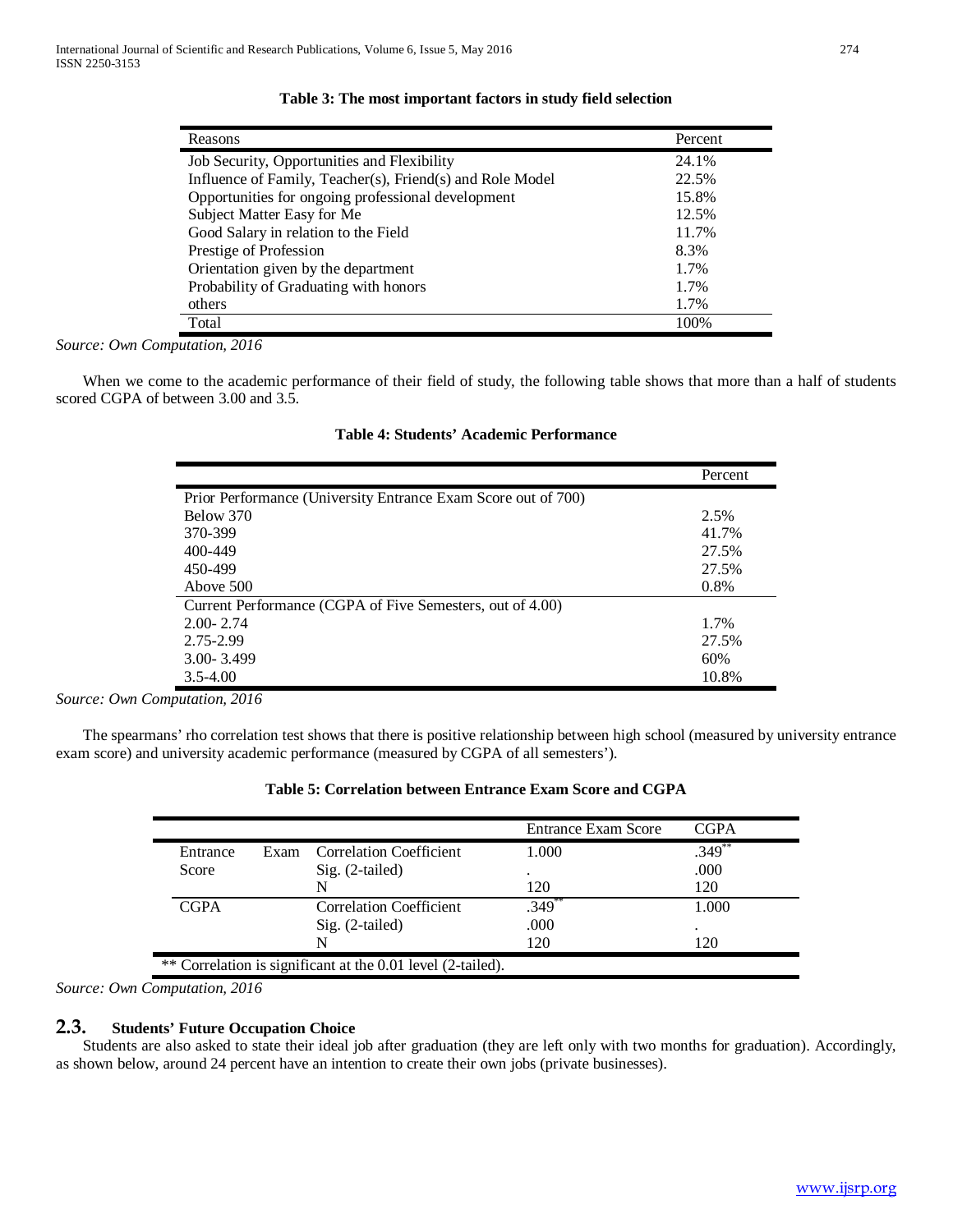**Table 3: The most important factors in study field selection**

| Reasons | Percent |
|---|---|
| Job Security, Opportunities and Flexibility | 24.1% |
| Influence of Family, Teacher(s), Friend(s) and Role Model | 22.5% |
| Opportunities for ongoing professional development | 15.8% |
| Subject Matter Easy for Me | 12.5% |
| Good Salary in relation to the Field | 11.7% |
| Prestige of Profession | 8.3% |
| Orientation given by the department | 1.7% |
| Probability of Graduating with honors | 1.7% |
| others | 1.7% |
| Total | 100% |

*Source: Own Computation, 2016*

When we come to the academic performance of their field of study, the following table shows that more than a half of students scored CGPA of between 3.00 and 3.5.

**Table 4: Students' Academic Performance**

| | Percent |
|---|---|
| Prior Performance (University Entrance Exam Score out of 700) | |
| Below 370 | 2.5% |
| 370-399 | 41.7% |
| 400-449 | 27.5% |
| 450-499 | 27.5% |
| Above 500 | 0.8% |
| Current Performance (CGPA of Five Semesters, out of 4.00) | |
| 2.00- 2.74 | 1.7% |
| 2.75-2.99 | 27.5% |
| 3.00- 3.499 | 60% |
| 3.5-4.00 | 10.8% |

*Source: Own Computation, 2016*

The spearmans' rho correlation test shows that there is positive relationship between high school (measured by university entrance exam score) and university academic performance (measured by CGPA of all semesters').

**Table 5: Correlation between Entrance Exam Score and CGPA**

| | | Entrance Exam Score | CGPA |
|---|---|---|---|
| Entrance Exam Score | Correlation Coefficient | 1.000 | .349** |
| | Sig. (2-tailed) | . | .000 |
| | N | 120 | 120 |
| CGPA | Correlation Coefficient | .349** | 1.000 |
| | Sig. (2-tailed) | .000 | . |
| | N | 120 | 120 |

** Correlation is significant at the 0.01 level (2-tailed).

*Source: Own Computation, 2016*

## 2.3. Students' Future Occupation Choice

Students are also asked to state their ideal job after graduation (they are left only with two months for graduation). Accordingly, as shown below, around 24 percent have an intention to create their own jobs (private businesses).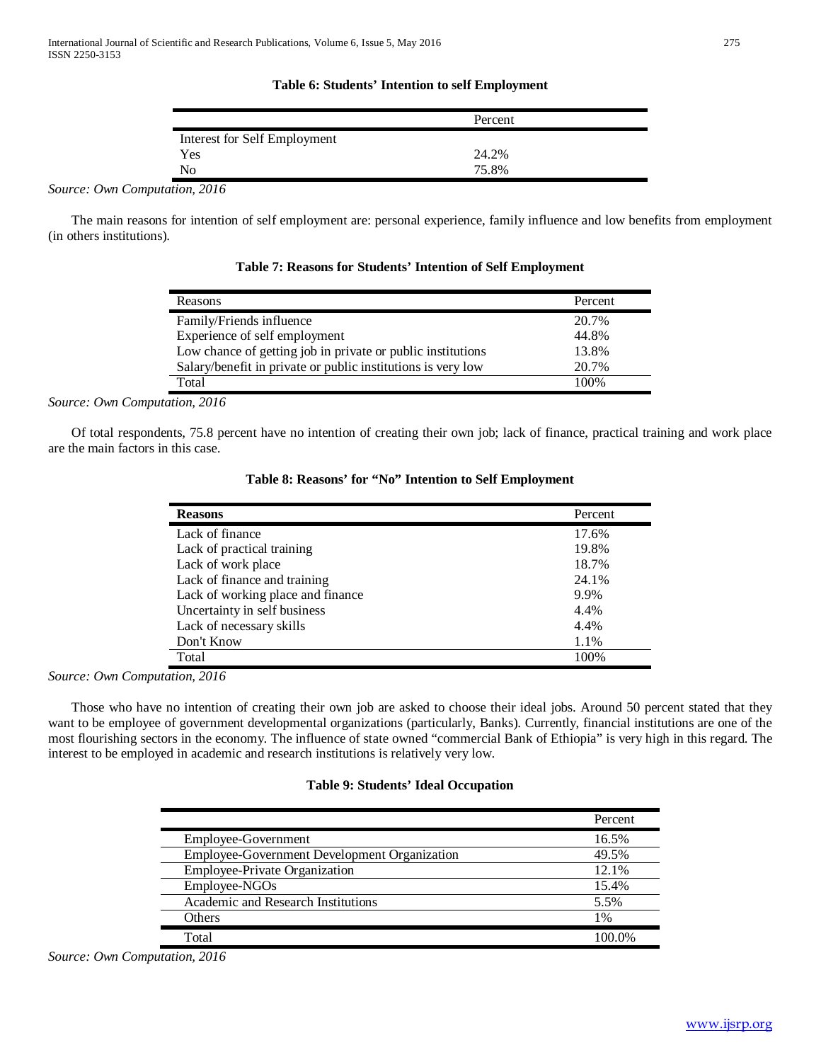**Table 6: Students' Intention to self Employment**

| | Percent |
|---|---|
| Interest for Self Employment | |
| Yes | 24.2% |
| No | 75.8% |

*Source: Own Computation, 2016*

The main reasons for intention of self employment are: personal experience, family influence and low benefits from employment (in others institutions).

**Table 7: Reasons for Students' Intention of Self Employment**

| Reasons | Percent |
|---|---|
| Family/Friends influence | 20.7% |
| Experience of self employment | 44.8% |
| Low chance of getting job in private or public institutions | 13.8% |
| Salary/benefit in private or public institutions is very low | 20.7% |
| Total | 100% |

*Source: Own Computation, 2016*

Of total respondents, 75.8 percent have no intention of creating their own job; lack of finance, practical training and work place are the main factors in this case.

**Table 8: Reasons' for "No" Intention to Self Employment**

| **Reasons** | Percent |
|---|---|
| Lack of finance | 17.6% |
| Lack of practical training | 19.8% |
| Lack of work place | 18.7% |
| Lack of finance and training | 24.1% |
| Lack of working place and finance | 9.9% |
| Uncertainty in self business | 4.4% |
| Lack of necessary skills | 4.4% |
| Don't Know | 1.1% |
| Total | 100% |

*Source: Own Computation, 2016*

Those who have no intention of creating their own job are asked to choose their ideal jobs. Around 50 percent stated that they want to be employee of government developmental organizations (particularly, Banks). Currently, financial institutions are one of the most flourishing sectors in the economy. The influence of state owned "commercial Bank of Ethiopia" is very high in this regard. The interest to be employed in academic and research institutions is relatively very low.

**Table 9: Students' Ideal Occupation**

| | Percent |
|---|---|
| Employee-Government | 16.5% |
| Employee-Government Development Organization | 49.5% |
| Employee-Private Organization | 12.1% |
| Employee-NGOs | 15.4% |
| Academic and Research Institutions | 5.5% |
| Others | 1% |
| Total | 100.0% |

*Source: Own Computation, 2016*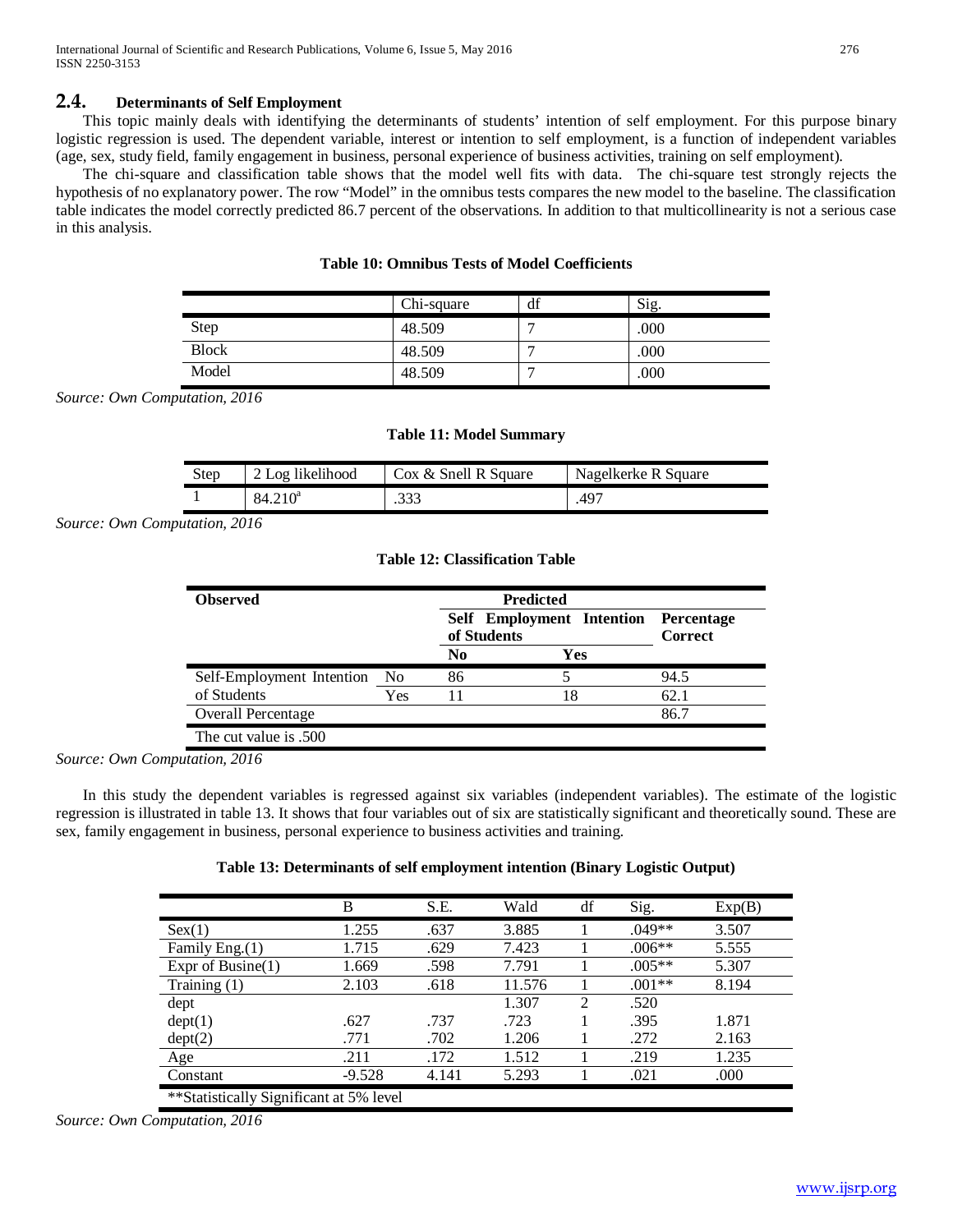## 2.4. Determinants of Self Employment

This topic mainly deals with identifying the determinants of students' intention of self employment. For this purpose binary logistic regression is used. The dependent variable, interest or intention to self employment, is a function of independent variables (age, sex, study field, family engagement in business, personal experience of business activities, training on self employment).

The chi-square and classification table shows that the model well fits with data. The chi-square test strongly rejects the hypothesis of no explanatory power. The row "Model" in the omnibus tests compares the new model to the baseline. The classification table indicates the model correctly predicted 86.7 percent of the observations. In addition to that multicollinearity is not a serious case in this analysis.

**Table 10: Omnibus Tests of Model Coefficients**

| | Chi-square | df | Sig. |
|---|---|---|---|
| Step | 48.509 | 7 | .000 |
| Block | 48.509 | 7 | .000 |
| Model | 48.509 | 7 | .000 |

*Source: Own Computation, 2016*

**Table 11: Model Summary**

| Step | 2 Log likelihood | Cox & Snell R Square | Nagelkerke R Square |
|---|---|---|---|
| 1 | 84.210[a] | .333 | .497 |

*Source: Own Computation, 2016*

**Table 12: Classification Table**

| Observed | | Predicted | | |
|---|---|---|---|---|
| | | **Self Employment Intention of Students** | | **Percentage Correct** |
| | | **No** | **Yes** | |
| Self-Employment Intention of Students | No | 86 | 5 | 94.5 |
| | Yes | 11 | 18 | 62.1 |
| Overall Percentage | | | | 86.7 |
| The cut value is .500 | | | | |

*Source: Own Computation, 2016*

In this study the dependent variables is regressed against six variables (independent variables). The estimate of the logistic regression is illustrated in table 13. It shows that four variables out of six are statistically significant and theoretically sound. These are sex, family engagement in business, personal experience to business activities and training.

**Table 13: Determinants of self employment intention (Binary Logistic Output)**

| | B | S.E. | Wald | df | Sig. | Exp(B) |
|---|---|---|---|---|---|---|
| Sex(1) | 1.255 | .637 | 3.885 | 1 | .049** | 3.507 |
| Family Eng.(1) | 1.715 | .629 | 7.423 | 1 | .006** | 5.555 |
| Expr of Busine(1) | 1.669 | .598 | 7.791 | 1 | .005** | 5.307 |
| Training (1) | 2.103 | .618 | 11.576 | 1 | .001** | 8.194 |
| dept | | | 1.307 | 2 | .520 | |
| dept(1) | .627 | .737 | .723 | 1 | .395 | 1.871 |
| dept(2) | .771 | .702 | 1.206 | 1 | .272 | 2.163 |
| Age | .211 | .172 | 1.512 | 1 | .219 | 1.235 |
| Constant | -9.528 | 4.141 | 5.293 | 1 | .021 | .000 |
| **Statistically Significant at 5% level | | | | | | |

*Source: Own Computation, 2016*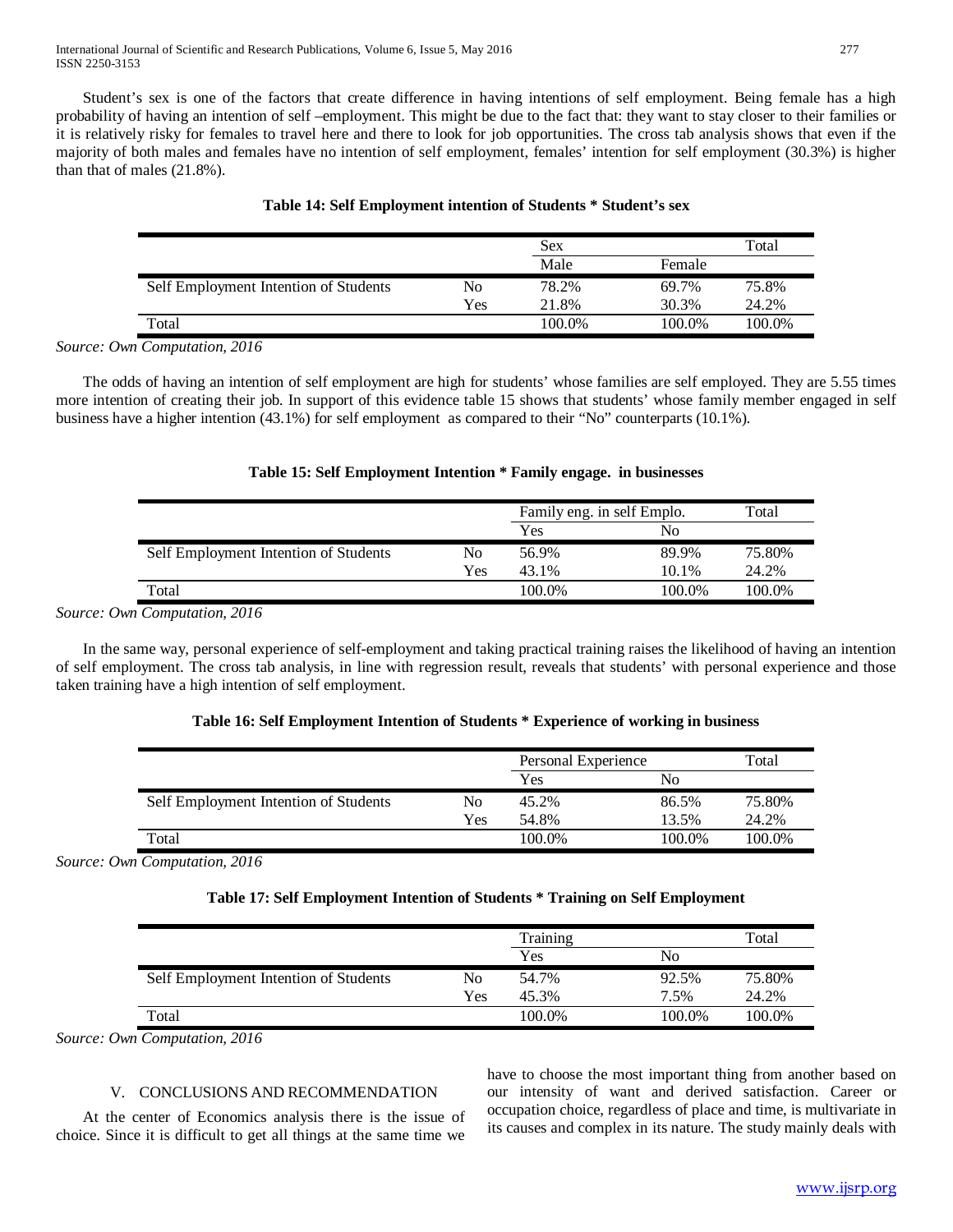Student's sex is one of the factors that create difference in having intentions of self employment. Being female has a high probability of having an intention of self –employment. This might be due to the fact that: they want to stay closer to their families or it is relatively risky for females to travel here and there to look for job opportunities. The cross tab analysis shows that even if the majority of both males and females have no intention of self employment, females' intention for self employment (30.3%) is higher than that of males (21.8%).

**Table 14: Self Employment intention of Students * Student's sex**

| | | Sex | | Total |
|---|---|---|---|---|
| | | Male | Female | |
| Self Employment Intention of Students | No | 78.2% | 69.7% | 75.8% |
| | Yes | 21.8% | 30.3% | 24.2% |
| Total | | 100.0% | 100.0% | 100.0% |

*Source: Own Computation, 2016*

The odds of having an intention of self employment are high for students' whose families are self employed. They are 5.55 times more intention of creating their job. In support of this evidence table 15 shows that students' whose family member engaged in self business have a higher intention (43.1%) for self employment as compared to their "No" counterparts (10.1%).

**Table 15: Self Employment Intention * Family engage. in businesses**

| | | Family eng. in self Emplo. | | Total |
|---|---|---|---|---|
| | | Yes | No | |
| Self Employment Intention of Students | No | 56.9% | 89.9% | 75.80% |
| | Yes | 43.1% | 10.1% | 24.2% |
| Total | | 100.0% | 100.0% | 100.0% |

*Source: Own Computation, 2016*

In the same way, personal experience of self-employment and taking practical training raises the likelihood of having an intention of self employment. The cross tab analysis, in line with regression result, reveals that students' with personal experience and those taken training have a high intention of self employment.

**Table 16: Self Employment Intention of Students * Experience of working in business**

| | | Personal Experience | | Total |
|---|---|---|---|---|
| | | Yes | No | |
| Self Employment Intention of Students | No | 45.2% | 86.5% | 75.80% |
| | Yes | 54.8% | 13.5% | 24.2% |
| Total | | 100.0% | 100.0% | 100.0% |

*Source: Own Computation, 2016*

**Table 17: Self Employment Intention of Students * Training on Self Employment**

| | | Training | | Total |
|---|---|---|---|---|
| | | Yes | No | |
| Self Employment Intention of Students | No | 54.7% | 92.5% | 75.80% |
| | Yes | 45.3% | 7.5% | 24.2% |
| Total | | 100.0% | 100.0% | 100.0% |

*Source: Own Computation, 2016*

## V. CONCLUSIONS AND RECOMMENDATION

At the center of Economics analysis there is the issue of choice. Since it is difficult to get all things at the same time we have to choose the most important thing from another based on our intensity of want and derived satisfaction. Career or occupation choice, regardless of place and time, is multivariate in its causes and complex in its nature. The study mainly deals with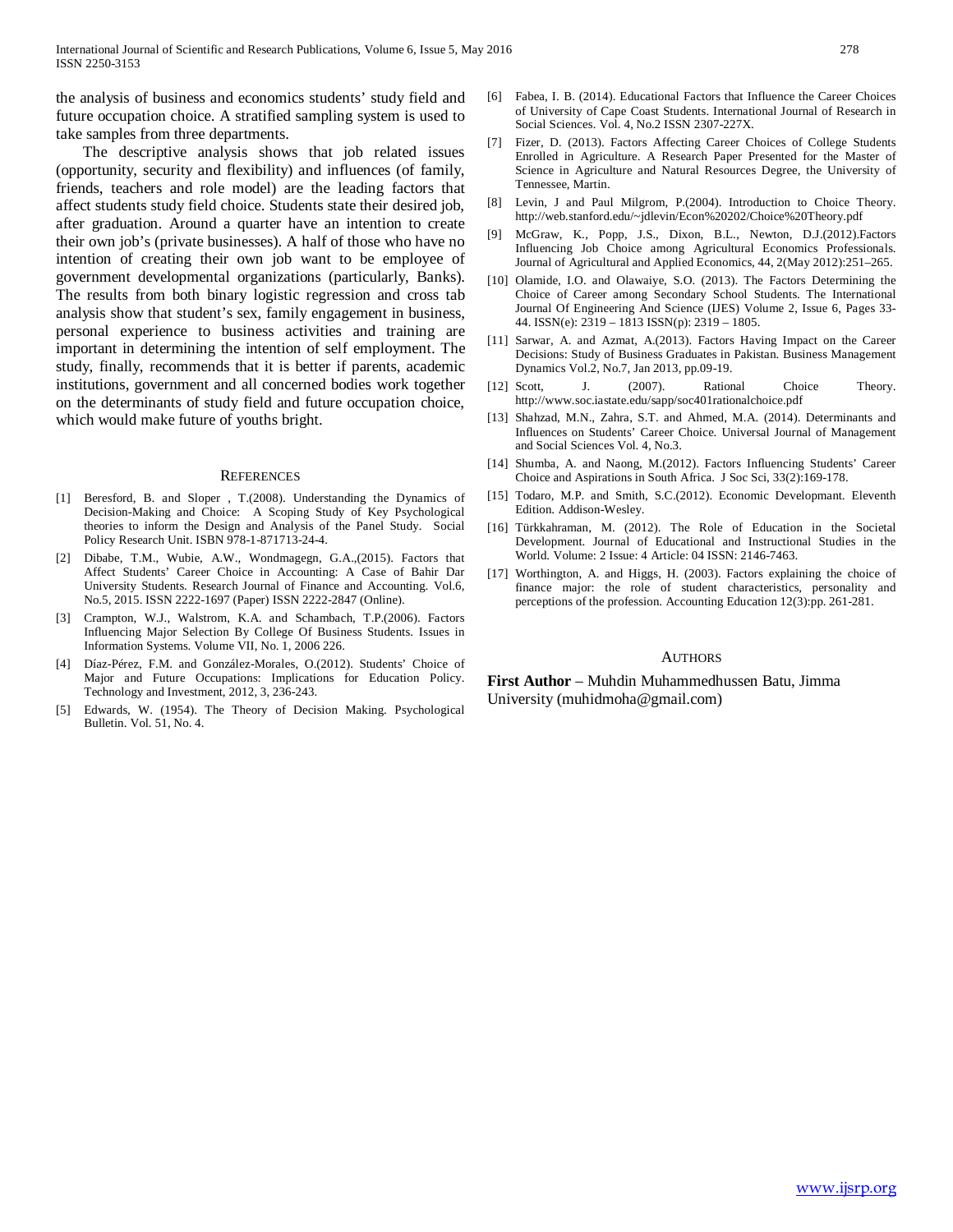the analysis of business and economics students' study field and future occupation choice. A stratified sampling system is used to take samples from three departments.

The descriptive analysis shows that job related issues (opportunity, security and flexibility) and influences (of family, friends, teachers and role model) are the leading factors that affect students study field choice. Students state their desired job, after graduation. Around a quarter have an intention to create their own job's (private businesses). A half of those who have no intention of creating their own job want to be employee of government developmental organizations (particularly, Banks). The results from both binary logistic regression and cross tab analysis show that student's sex, family engagement in business, personal experience to business activities and training are important in determining the intention of self employment. The study, finally, recommends that it is better if parents, academic institutions, government and all concerned bodies work together on the determinants of study field and future occupation choice, which would make future of youths bright.

## References

[1] Beresford, B. and Sloper , T.(2008). Understanding the Dynamics of Decision-Making and Choice: A Scoping Study of Key Psychological theories to inform the Design and Analysis of the Panel Study. Social Policy Research Unit. ISBN 978-1-871713-24-4.

[2] Dibabe, T.M., Wubie, A.W., Wondmagegn, G.A.,(2015). Factors that Affect Students' Career Choice in Accounting: A Case of Bahir Dar University Students. Research Journal of Finance and Accounting. Vol.6, No.5, 2015. ISSN 2222-1697 (Paper) ISSN 2222-2847 (Online).

[3] Crampton, W.J., Walstrom, K.A. and Schambach, T.P.(2006). Factors Influencing Major Selection By College Of Business Students. Issues in Information Systems. Volume VII, No. 1, 2006 226.

[4] Díaz-Pérez, F.M. and González-Morales, O.(2012). Students' Choice of Major and Future Occupations: Implications for Education Policy. Technology and Investment, 2012, 3, 236-243.

[5] Edwards, W. (1954). The Theory of Decision Making. Psychological Bulletin. Vol. 51, No. 4.

[6] Fabea, I. B. (2014). Educational Factors that Influence the Career Choices of University of Cape Coast Students. International Journal of Research in Social Sciences. Vol. 4, No.2 ISSN 2307-227X.

[7] Fizer, D. (2013). Factors Affecting Career Choices of College Students Enrolled in Agriculture. A Research Paper Presented for the Master of Science in Agriculture and Natural Resources Degree, the University of Tennessee, Martin.

[8] Levin, J and Paul Milgrom, P.(2004). Introduction to Choice Theory. http://web.stanford.edu/~jdlevin/Econ%20202/Choice%20Theory.pdf

[9] McGraw, K., Popp, J.S., Dixon, B.L., Newton, D.J.(2012).Factors Influencing Job Choice among Agricultural Economics Professionals. Journal of Agricultural and Applied Economics, 44, 2(May 2012):251–265.

[10] Olamide, I.O. and Olawaiye, S.O. (2013). The Factors Determining the Choice of Career among Secondary School Students. The International Journal Of Engineering And Science (IJES) Volume 2, Issue 6, Pages 33-44. ISSN(e): 2319 – 1813 ISSN(p): 2319 – 1805.

[11] Sarwar, A. and Azmat, A.(2013). Factors Having Impact on the Career Decisions: Study of Business Graduates in Pakistan. Business Management Dynamics Vol.2, No.7, Jan 2013, pp.09-19.

[12] Scott, J. (2007). Rational Choice Theory. http://www.soc.iastate.edu/sapp/soc401rationalchoice.pdf

[13] Shahzad, M.N., Zahra, S.T. and Ahmed, M.A. (2014). Determinants and Influences on Students' Career Choice. Universal Journal of Management and Social Sciences Vol. 4, No.3.

[14] Shumba, A. and Naong, M.(2012). Factors Influencing Students' Career Choice and Aspirations in South Africa. J Soc Sci, 33(2):169-178.

[15] Todaro, M.P. and Smith, S.C.(2012). Economic Developmant. Eleventh Edition. Addison-Wesley.

[16] Türkkahraman, M. (2012). The Role of Education in the Societal Development. Journal of Educational and Instructional Studies in the World. Volume: 2 Issue: 4 Article: 04 ISSN: 2146-7463.

[17] Worthington, A. and Higgs, H. (2003). Factors explaining the choice of finance major: the role of student characteristics, personality and perceptions of the profession. Accounting Education 12(3):pp. 261-281.

## Authors

**First Author** – Muhdin Muhammedhussen Batu, Jimma University (muhidmoha@gmail.com)